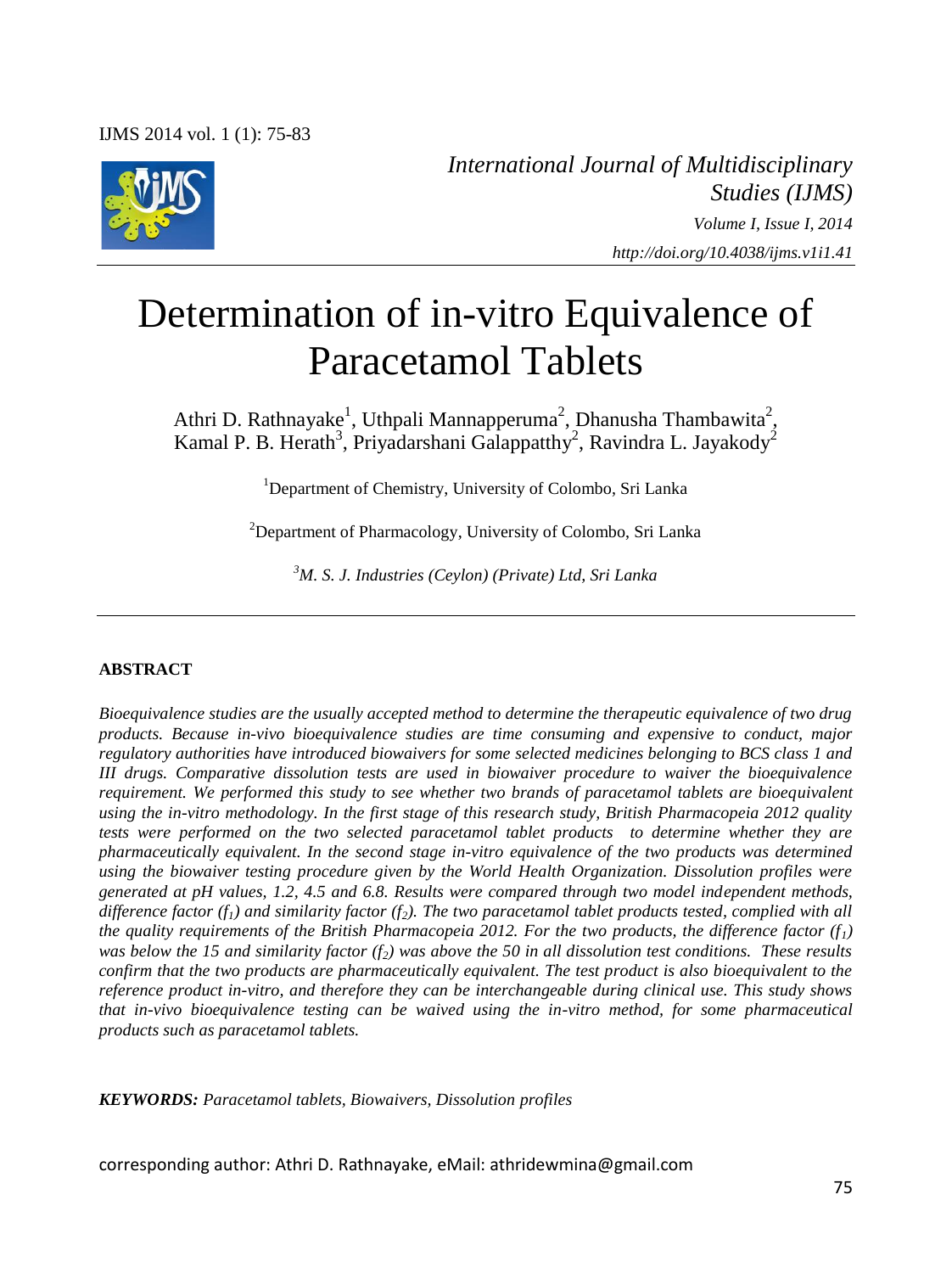*International Journal of Multidisciplinary Studies (IJMS)*
*Volume I, Issue I, 2014*
*http://doi.org/10.4038/ijms.v1i1.41*

# Determination of in-vitro Equivalence of Paracetamol Tablets

Athri D. Rathnayake[1], Uthpali Mannapperuma[2], Dhanusha Thambawita[2], Kamal P. B. Herath[3], Priyadarshani Galappatthy[2], Ravindra L. Jayakody[2]

[1]Department of Chemistry, University of Colombo, Sri Lanka

[2]Department of Pharmacology, University of Colombo, Sri Lanka

[3]*M. S. J. Industries (Ceylon) (Private) Ltd, Sri Lanka*

## ABSTRACT

*Bioequivalence studies are the usually accepted method to determine the therapeutic equivalence of two drug products. Because in-vivo bioequivalence studies are time consuming and expensive to conduct, major regulatory authorities have introduced biowaivers for some selected medicines belonging to BCS class 1 and III drugs. Comparative dissolution tests are used in biowaiver procedure to waiver the bioequivalence requirement. We performed this study to see whether two brands of paracetamol tablets are bioequivalent using the in-vitro methodology. In the first stage of this research study, British Pharmacopeia 2012 quality tests were performed on the two selected paracetamol tablet products to determine whether they are pharmaceutically equivalent. In the second stage in-vitro equivalence of the two products was determined using the biowaiver testing procedure given by the World Health Organization. Dissolution profiles were generated at pH values, 1.2, 4.5 and 6.8. Results were compared through two model independent methods, difference factor ($f_1$) and similarity factor ($f_2$). The two paracetamol tablet products tested, complied with all the quality requirements of the British Pharmacopeia 2012. For the two products, the difference factor ($f_1$) was below the 15 and similarity factor ($f_2$) was above the 50 in all dissolution test conditions. These results confirm that the two products are pharmaceutically equivalent. The test product is also bioequivalent to the reference product in-vitro, and therefore they can be interchangeable during clinical use. This study shows that in-vivo bioequivalence testing can be waived using the in-vitro method, for some pharmaceutical products such as paracetamol tablets.*

***KEYWORDS:*** *Paracetamol tablets, Biowaivers, Dissolution profiles*

corresponding author: Athri D. Rathnayake, eMail: athridewmina@gmail.com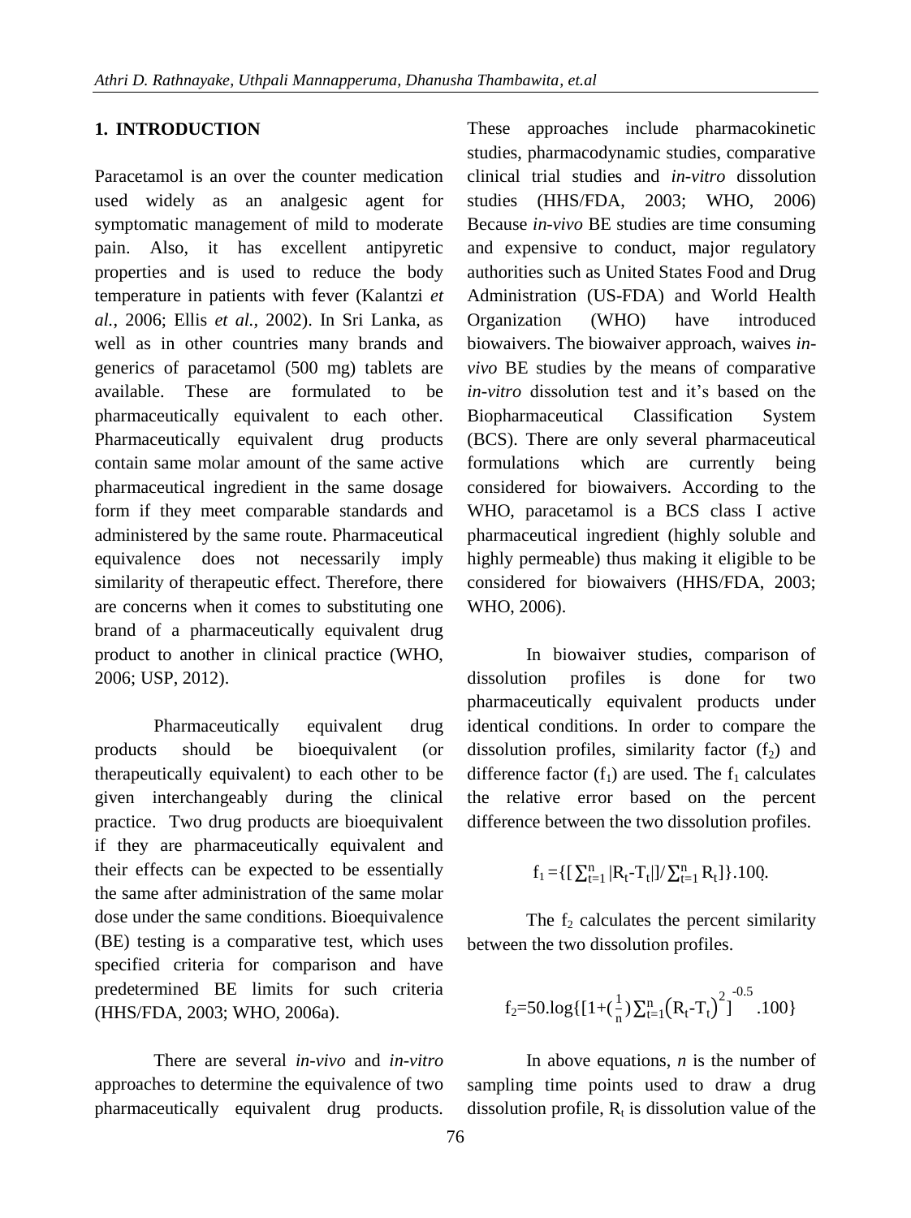## 1. INTRODUCTION

Paracetamol is an over the counter medication used widely as an analgesic agent for symptomatic management of mild to moderate pain. Also, it has excellent antipyretic properties and is used to reduce the body temperature in patients with fever (Kalantzi *et al.*, 2006; Ellis *et al.*, 2002). In Sri Lanka, as well as in other countries many brands and generics of paracetamol (500 mg) tablets are available. These are formulated to be pharmaceutically equivalent to each other. Pharmaceutically equivalent drug products contain same molar amount of the same active pharmaceutical ingredient in the same dosage form if they meet comparable standards and administered by the same route. Pharmaceutical equivalence does not necessarily imply similarity of therapeutic effect. Therefore, there are concerns when it comes to substituting one brand of a pharmaceutically equivalent drug product to another in clinical practice (WHO, 2006; USP, 2012).

Pharmaceutically equivalent drug products should be bioequivalent (or therapeutically equivalent) to each other to be given interchangeably during the clinical practice. Two drug products are bioequivalent if they are pharmaceutically equivalent and their effects can be expected to be essentially the same after administration of the same molar dose under the same conditions. Bioequivalence (BE) testing is a comparative test, which uses specified criteria for comparison and have predetermined BE limits for such criteria (HHS/FDA, 2003; WHO, 2006a).

There are several *in-vivo* and *in-vitro* approaches to determine the equivalence of two pharmaceutically equivalent drug products. These approaches include pharmacokinetic studies, pharmacodynamic studies, comparative clinical trial studies and *in-vitro* dissolution studies (HHS/FDA, 2003; WHO, 2006) Because *in-vivo* BE studies are time consuming and expensive to conduct, major regulatory authorities such as United States Food and Drug Administration (US-FDA) and World Health Organization (WHO) have introduced biowaivers. The biowaiver approach, waives *in-vivo* BE studies by the means of comparative *in-vitro* dissolution test and it's based on the Biopharmaceutical Classification System (BCS). There are only several pharmaceutical formulations which are currently being considered for biowaivers. According to the WHO, paracetamol is a BCS class I active pharmaceutical ingredient (highly soluble and highly permeable) thus making it eligible to be considered for biowaivers (HHS/FDA, 2003; WHO, 2006).

In biowaiver studies, comparison of dissolution profiles is done for two pharmaceutically equivalent products under identical conditions. In order to compare the dissolution profiles, similarity factor ($f_2$) and difference factor ($f_1$) are used. The $f_1$ calculates the relative error based on the percent difference between the two dissolution profiles.

$$f_1 = \{[\sum_{t=1}^{n} |R_t - T_t|] / \sum_{t=1}^{n} R_t]\}.100.$$

The $f_2$ calculates the percent similarity between the two dissolution profiles.

$$f_2 = 50.\log\{[1+(\frac{1}{n})\sum_{t=1}^{n}(R_t - T_t)^2]^{-0.5}.100\}$$

In above equations, *n* is the number of sampling time points used to draw a drug dissolution profile, $R_t$ is dissolution value of the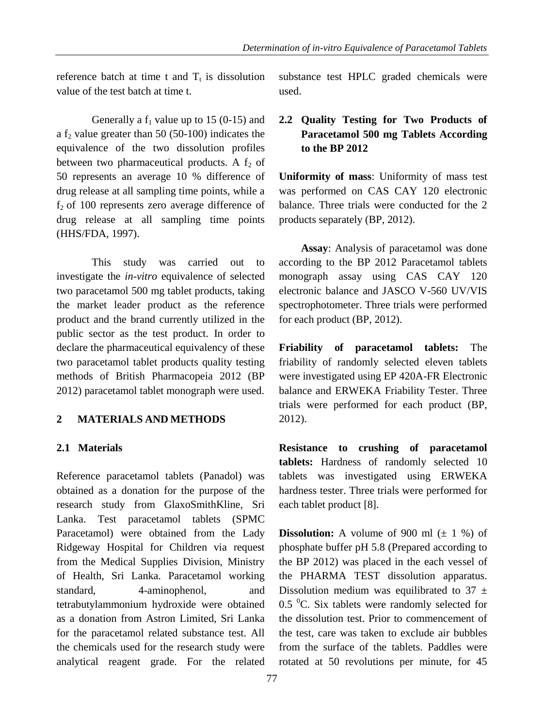reference batch at time t and $T_t$ is dissolution value of the test batch at time t.

Generally a $f_1$ value up to 15 (0-15) and a $f_2$ value greater than 50 (50-100) indicates the equivalence of the two dissolution profiles between two pharmaceutical products. A $f_2$ of 50 represents an average 10 % difference of drug release at all sampling time points, while a $f_2$ of 100 represents zero average difference of drug release at all sampling time points (HHS/FDA, 1997).

This study was carried out to investigate the *in-vitro* equivalence of selected two paracetamol 500 mg tablet products, taking the market leader product as the reference product and the brand currently utilized in the public sector as the test product. In order to declare the pharmaceutical equivalency of these two paracetamol tablet products quality testing methods of British Pharmacopeia 2012 (BP 2012) paracetamol tablet monograph were used.

## 2 MATERIALS AND METHODS

### 2.1 Materials

Reference paracetamol tablets (Panadol) was obtained as a donation for the purpose of the research study from GlaxoSmithKline, Sri Lanka. Test paracetamol tablets (SPMC Paracetamol) were obtained from the Lady Ridgeway Hospital for Children via request from the Medical Supplies Division, Ministry of Health, Sri Lanka. Paracetamol working standard, 4-aminophenol, and tetrabutylammonium hydroxide were obtained as a donation from Astron Limited, Sri Lanka for the paracetamol related substance test. All the chemicals used for the research study were analytical reagent grade. For the related substance test HPLC graded chemicals were used.

### 2.2 Quality Testing for Two Products of Paracetamol 500 mg Tablets According to the BP 2012

**Uniformity of mass**: Uniformity of mass test was performed on CAS CAY 120 electronic balance. Three trials were conducted for the 2 products separately (BP, 2012).

**Assay**: Analysis of paracetamol was done according to the BP 2012 Paracetamol tablets monograph assay using CAS CAY 120 electronic balance and JASCO V-560 UV/VIS spectrophotometer. Three trials were performed for each product (BP, 2012).

**Friability of paracetamol tablets:** The friability of randomly selected eleven tablets were investigated using EP 420A-FR Electronic balance and ERWEKA Friability Tester. Three trials were performed for each product (BP, 2012).

**Resistance to crushing of paracetamol tablets:** Hardness of randomly selected 10 tablets was investigated using ERWEKA hardness tester. Three trials were performed for each tablet product [8].

**Dissolution:** A volume of 900 ml (± 1 %) of phosphate buffer pH 5.8 (Prepared according to the BP 2012) was placed in the each vessel of the PHARMA TEST dissolution apparatus. Dissolution medium was equilibrated to 37 ± 0.5 $^0$C. Six tablets were randomly selected for the dissolution test. Prior to commencement of the test, care was taken to exclude air bubbles from the surface of the tablets. Paddles were rotated at 50 revolutions per minute, for 45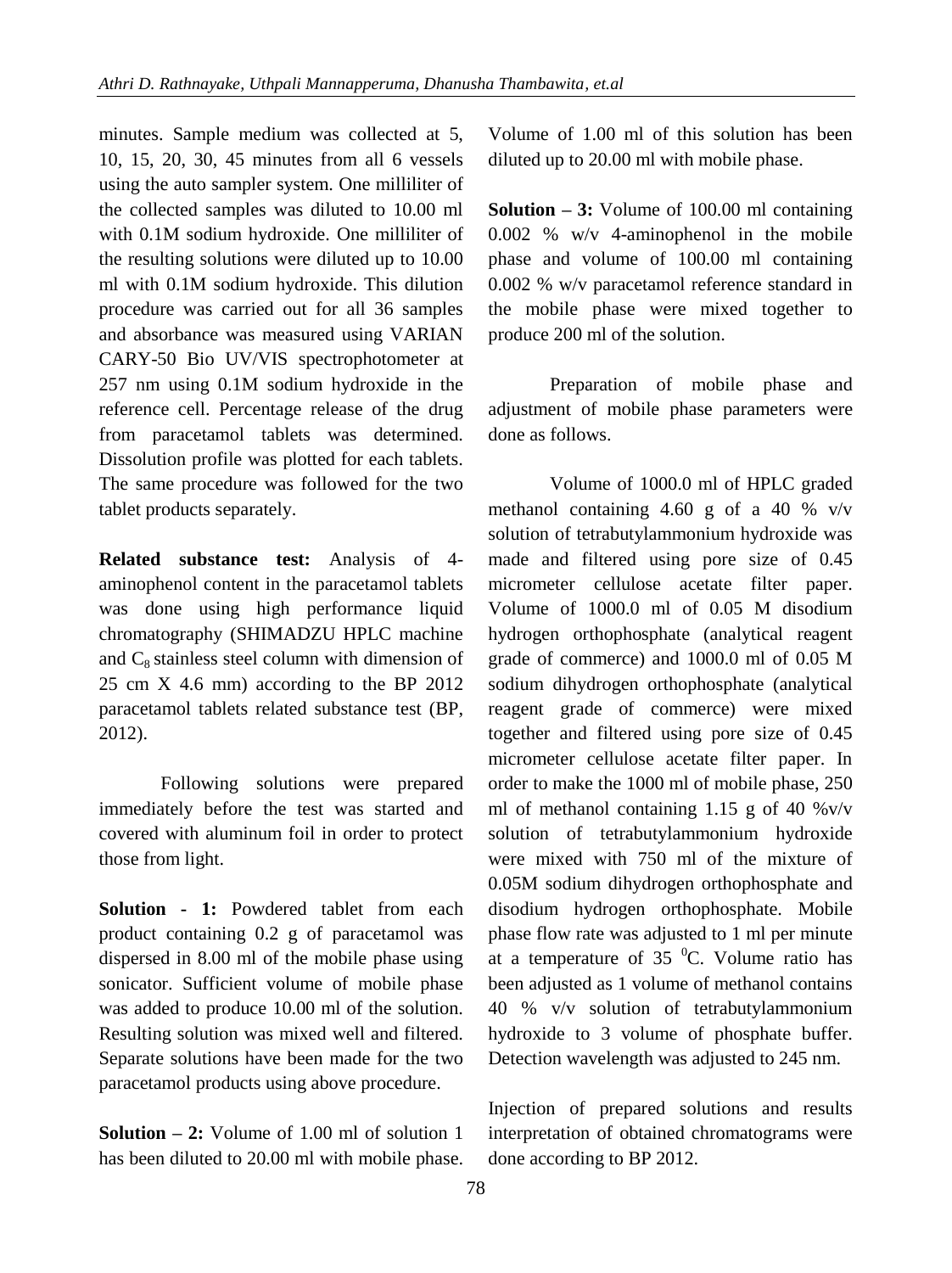minutes. Sample medium was collected at 5, 10, 15, 20, 30, 45 minutes from all 6 vessels using the auto sampler system. One milliliter of the collected samples was diluted to 10.00 ml with 0.1M sodium hydroxide. One milliliter of the resulting solutions were diluted up to 10.00 ml with 0.1M sodium hydroxide. This dilution procedure was carried out for all 36 samples and absorbance was measured using VARIAN CARY-50 Bio UV/VIS spectrophotometer at 257 nm using 0.1M sodium hydroxide in the reference cell. Percentage release of the drug from paracetamol tablets was determined. Dissolution profile was plotted for each tablets. The same procedure was followed for the two tablet products separately.

**Related substance test:** Analysis of 4-aminophenol content in the paracetamol tablets was done using high performance liquid chromatography (SHIMADZU HPLC machine and $C_8$ stainless steel column with dimension of 25 cm X 4.6 mm) according to the BP 2012 paracetamol tablets related substance test (BP, 2012).

Following solutions were prepared immediately before the test was started and covered with aluminum foil in order to protect those from light.

**Solution - 1:** Powdered tablet from each product containing 0.2 g of paracetamol was dispersed in 8.00 ml of the mobile phase using sonicator. Sufficient volume of mobile phase was added to produce 10.00 ml of the solution. Resulting solution was mixed well and filtered. Separate solutions have been made for the two paracetamol products using above procedure.

**Solution – 2:** Volume of 1.00 ml of solution 1 has been diluted to 20.00 ml with mobile phase. Volume of 1.00 ml of this solution has been diluted up to 20.00 ml with mobile phase.

**Solution – 3:** Volume of 100.00 ml containing 0.002 % w/v 4-aminophenol in the mobile phase and volume of 100.00 ml containing 0.002 % w/v paracetamol reference standard in the mobile phase were mixed together to produce 200 ml of the solution.

Preparation of mobile phase and adjustment of mobile phase parameters were done as follows.

Volume of 1000.0 ml of HPLC graded methanol containing 4.60 g of a 40 % v/v solution of tetrabutylammonium hydroxide was made and filtered using pore size of 0.45 micrometer cellulose acetate filter paper. Volume of 1000.0 ml of 0.05 M disodium hydrogen orthophosphate (analytical reagent grade of commerce) and 1000.0 ml of 0.05 M sodium dihydrogen orthophosphate (analytical reagent grade of commerce) were mixed together and filtered using pore size of 0.45 micrometer cellulose acetate filter paper. In order to make the 1000 ml of mobile phase, 250 ml of methanol containing 1.15 g of 40 %v/v solution of tetrabutylammonium hydroxide were mixed with 750 ml of the mixture of 0.05M sodium dihydrogen orthophosphate and disodium hydrogen orthophosphate. Mobile phase flow rate was adjusted to 1 ml per minute at a temperature of 35 $^{0}$C. Volume ratio has been adjusted as 1 volume of methanol contains 40 % v/v solution of tetrabutylammonium hydroxide to 3 volume of phosphate buffer. Detection wavelength was adjusted to 245 nm.

Injection of prepared solutions and results interpretation of obtained chromatograms were done according to BP 2012.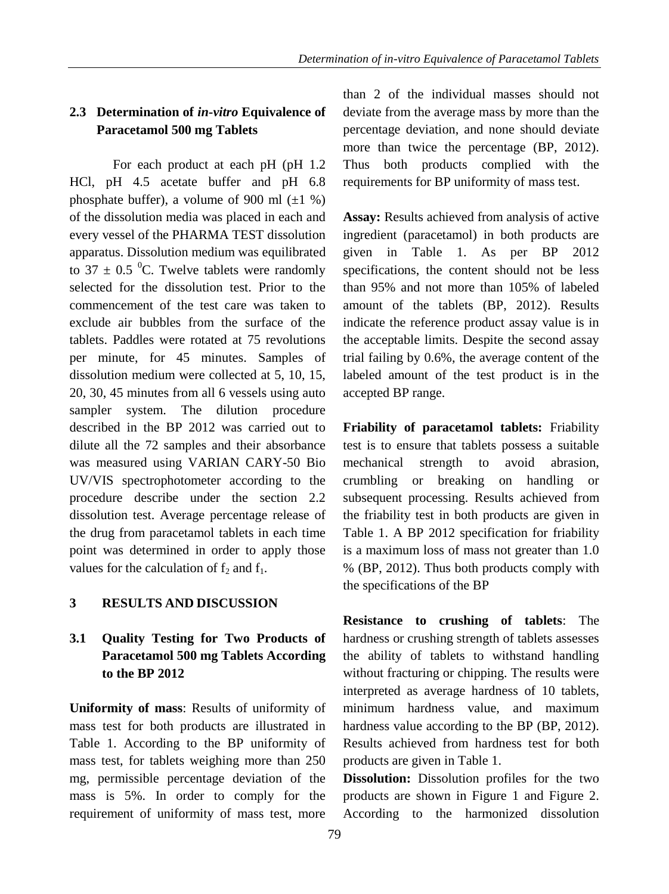### 2.3 Determination of *in-vitro* Equivalence of Paracetamol 500 mg Tablets

For each product at each pH (pH 1.2 HCl, pH 4.5 acetate buffer and pH 6.8 phosphate buffer), a volume of 900 ml (±1 %) of the dissolution media was placed in each and every vessel of the PHARMA TEST dissolution apparatus. Dissolution medium was equilibrated to 37 ± 0.5 $^{0}$C. Twelve tablets were randomly selected for the dissolution test. Prior to the commencement of the test care was taken to exclude air bubbles from the surface of the tablets. Paddles were rotated at 75 revolutions per minute, for 45 minutes. Samples of dissolution medium were collected at 5, 10, 15, 20, 30, 45 minutes from all 6 vessels using auto sampler system. The dilution procedure described in the BP 2012 was carried out to dilute all the 72 samples and their absorbance was measured using VARIAN CARY-50 Bio UV/VIS spectrophotometer according to the procedure describe under the section 2.2 dissolution test. Average percentage release of the drug from paracetamol tablets in each time point was determined in order to apply those values for the calculation of $f_2$ and $f_1$.

## 3 RESULTS AND DISCUSSION

### 3.1 Quality Testing for Two Products of Paracetamol 500 mg Tablets According to the BP 2012

**Uniformity of mass**: Results of uniformity of mass test for both products are illustrated in Table 1. According to the BP uniformity of mass test, for tablets weighing more than 250 mg, permissible percentage deviation of the mass is 5%. In order to comply for the requirement of uniformity of mass test, more than 2 of the individual masses should not deviate from the average mass by more than the percentage deviation, and none should deviate more than twice the percentage (BP, 2012). Thus both products complied with the requirements for BP uniformity of mass test.

**Assay:** Results achieved from analysis of active ingredient (paracetamol) in both products are given in Table 1. As per BP 2012 specifications, the content should not be less than 95% and not more than 105% of labeled amount of the tablets (BP, 2012). Results indicate the reference product assay value is in the acceptable limits. Despite the second assay trial failing by 0.6%, the average content of the labeled amount of the test product is in the accepted BP range.

**Friability of paracetamol tablets:** Friability test is to ensure that tablets possess a suitable mechanical strength to avoid abrasion, crumbling or breaking on handling or subsequent processing. Results achieved from the friability test in both products are given in Table 1. A BP 2012 specification for friability is a maximum loss of mass not greater than 1.0 % (BP, 2012). Thus both products comply with the specifications of the BP

**Resistance to crushing of tablets**: The hardness or crushing strength of tablets assesses the ability of tablets to withstand handling without fracturing or chipping. The results were interpreted as average hardness of 10 tablets, minimum hardness value, and maximum hardness value according to the BP (BP, 2012). Results achieved from hardness test for both products are given in Table 1.

**Dissolution:** Dissolution profiles for the two products are shown in Figure 1 and Figure 2. According to the harmonized dissolution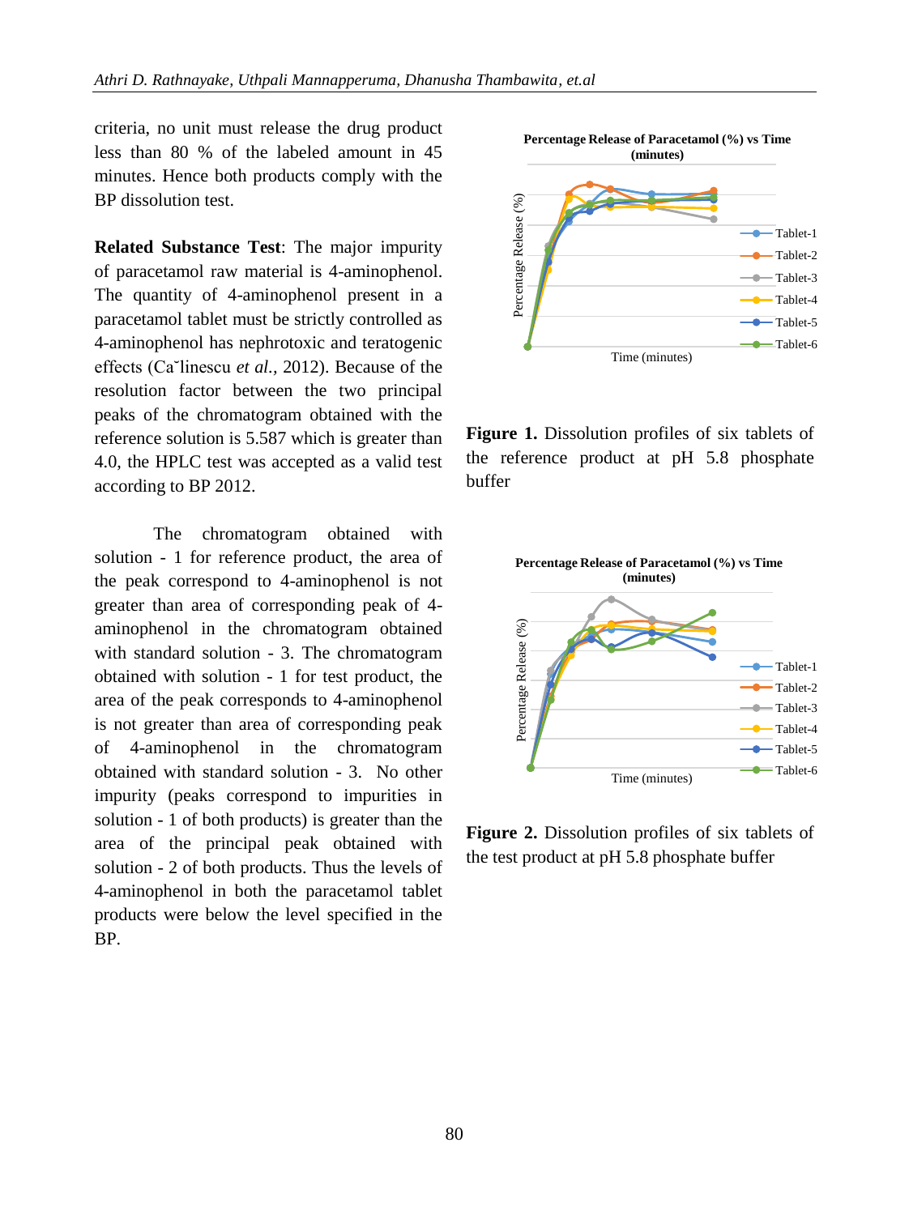criteria, no unit must release the drug product less than 80 % of the labeled amount in 45 minutes. Hence both products comply with the BP dissolution test.

**Related Substance Test**: The major impurity of paracetamol raw material is 4-aminophenol. The quantity of 4-aminophenol present in a paracetamol tablet must be strictly controlled as 4-aminophenol has nephrotoxic and teratogenic effects (Călinescu *et al.*, 2012). Because of the resolution factor between the two principal peaks of the chromatogram obtained with the reference solution is 5.587 which is greater than 4.0, the HPLC test was accepted as a valid test according to BP 2012.

The chromatogram obtained with solution - 1 for reference product, the area of the peak correspond to 4-aminophenol is not greater than area of corresponding peak of 4-aminophenol in the chromatogram obtained with standard solution - 3. The chromatogram obtained with solution - 1 for test product, the area of the peak corresponds to 4-aminophenol is not greater than area of corresponding peak of 4-aminophenol in the chromatogram obtained with standard solution - 3. No other impurity (peaks correspond to impurities in solution - 1 of both products) is greater than the area of the principal peak obtained with solution - 2 of both products. Thus the levels of 4-aminophenol in both the paracetamol tablet products were below the level specified in the BP.

**Figure 1.** Dissolution profiles of six tablets of the reference product at pH 5.8 phosphate buffer

**Figure 2.** Dissolution profiles of six tablets of the test product at pH 5.8 phosphate buffer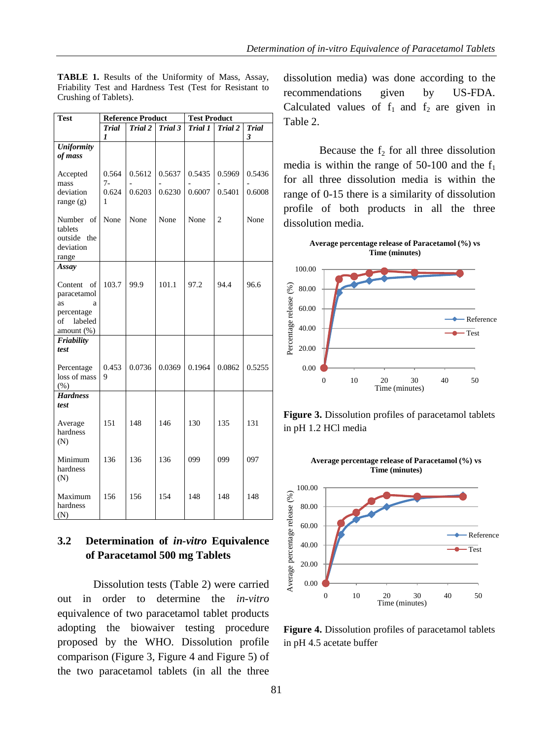**TABLE 1.** Results of the Uniformity of Mass, Assay, Friability Test and Hardness Test (Test for Resistant to Crushing of Tablets).

| Test | Reference Product | | | Test Product | | |
|---|---|---|---|---|---|---|
| | *Trial 1* | *Trial 2* | *Trial 3* | *Trial 1* | *Trial 2* | *Trial 3* |
| ***Uniformity of mass*** | | | | | | |
| Accepted mass deviation range (g) | 0.5647-0.6241 | 0.5612-0.6203 | 0.5637-0.6230 | 0.5435-0.6007 | 0.5969-0.5401 | 0.5436-0.6008 |
| Number of tablets outside the deviation range | None | None | None | None | 2 | None |
| ***Assay*** | | | | | | |
| Content of paracetamol as a percentage of labeled amount (%) | 103.7 | 99.9 | 101.1 | 97.2 | 94.4 | 96.6 |
| ***Friability test*** | | | | | | |
| Percentage loss of mass (%) | 0.4539 | 0.0736 | 0.0369 | 0.1964 | 0.0862 | 0.5255 |
| ***Hardness test*** | | | | | | |
| Average hardness (N) | 151 | 148 | 146 | 130 | 135 | 131 |
| Minimum hardness (N) | 136 | 136 | 136 | 099 | 099 | 097 |
| Maximum hardness (N) | 156 | 156 | 154 | 148 | 148 | 148 |

### 3.2 Determination of *in-vitro* Equivalence of Paracetamol 500 mg Tablets

Dissolution tests (Table 2) were carried out in order to determine the *in-vitro* equivalence of two paracetamol tablet products adopting the biowaiver testing procedure proposed by the WHO. Dissolution profile comparison (Figure 3, Figure 4 and Figure 5) of the two paracetamol tablets (in all the three dissolution media) was done according to the recommendations given by US-FDA. Calculated values of $f_1$ and $f_2$ are given in Table 2.

Because the $f_2$ for all three dissolution media is within the range of 50-100 and the $f_1$ for all three dissolution media is within the range of 0-15 there is a similarity of dissolution profile of both products in all the three dissolution media.

**Figure 3.** Dissolution profiles of paracetamol tablets in pH 1.2 HCl media

**Figure 4.** Dissolution profiles of paracetamol tablets in pH 4.5 acetate buffer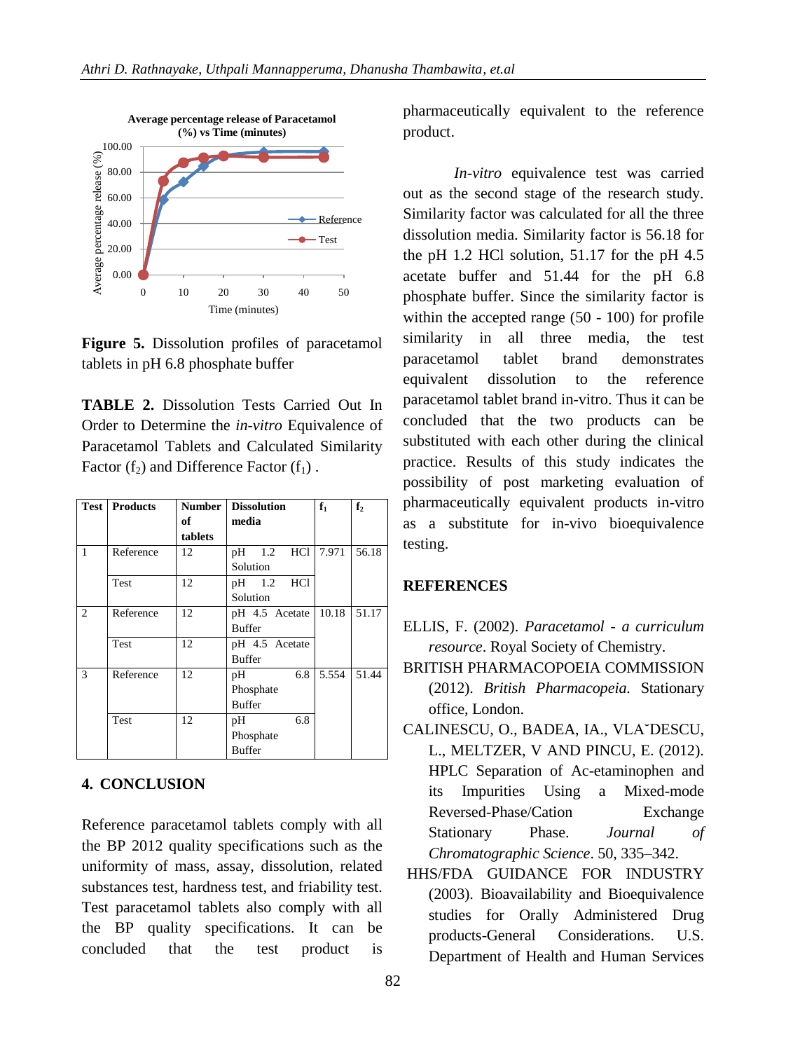**Figure 5.** Dissolution profiles of paracetamol tablets in pH 6.8 phosphate buffer

**TABLE 2.** Dissolution Tests Carried Out In Order to Determine the *in-vitro* Equivalence of Paracetamol Tablets and Calculated Similarity Factor ($f_2$) and Difference Factor ($f_1$) .

| Test | Products | Number of tablets | Dissolution media | $f_1$ | $f_2$ |
|---|---|---|---|---|---|
| 1 | Reference | 12 | pH 1.2 HCl Solution | 7.971 | 56.18 |
| | Test | 12 | pH 1.2 HCl Solution | | |
| 2 | Reference | 12 | pH 4.5 Acetate Buffer | 10.18 | 51.17 |
| | Test | 12 | pH 4.5 Acetate Buffer | | |
| 3 | Reference | 12 | pH 6.8 Phosphate Buffer | 5.554 | 51.44 |
| | Test | 12 | pH 6.8 Phosphate Buffer | | |

## 4. CONCLUSION

Reference paracetamol tablets comply with all the BP 2012 quality specifications such as the uniformity of mass, assay, dissolution, related substances test, hardness test, and friability test. Test paracetamol tablets also comply with all the BP quality specifications. It can be concluded that the test product is pharmaceutically equivalent to the reference product.

*In-vitro* equivalence test was carried out as the second stage of the research study. Similarity factor was calculated for all the three dissolution media. Similarity factor is 56.18 for the pH 1.2 HCl solution, 51.17 for the pH 4.5 acetate buffer and 51.44 for the pH 6.8 phosphate buffer. Since the similarity factor is within the accepted range (50 - 100) for profile similarity in all three media, the test paracetamol tablet brand demonstrates equivalent dissolution to the reference paracetamol tablet brand in-vitro. Thus it can be concluded that the two products can be substituted with each other during the clinical practice. Results of this study indicates the possibility of post marketing evaluation of pharmaceutically equivalent products in-vitro as a substitute for in-vivo bioequivalence testing.

## REFERENCES

ELLIS, F. (2002). *Paracetamol - a curriculum resource*. Royal Society of Chemistry.

BRITISH PHARMACOPOEIA COMMISSION (2012). *British Pharmacopeia.* Stationary office, London.

CALINESCU, O., BADEA, IA., VLAˇDESCU, L., MELTZER, V AND PINCU, E. (2012). HPLC Separation of Ac-etaminophen and its Impurities Using a Mixed-mode Reversed-Phase/Cation Exchange Stationary Phase. *Journal of Chromatographic Science*. 50, 335–342.

HHS/FDA GUIDANCE FOR INDUSTRY (2003). Bioavailability and Bioequivalence studies for Orally Administered Drug products-General Considerations. U.S. Department of Health and Human Services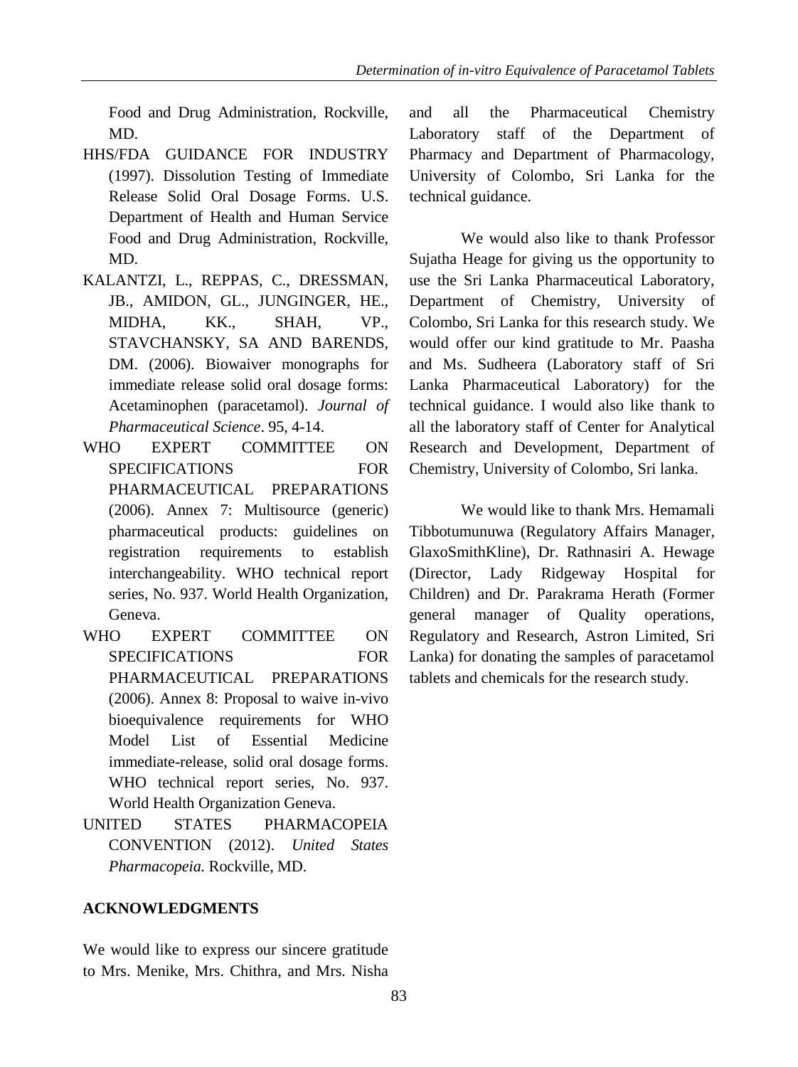Food and Drug Administration, Rockville, MD.

HHS/FDA GUIDANCE FOR INDUSTRY (1997). Dissolution Testing of Immediate Release Solid Oral Dosage Forms. U.S. Department of Health and Human Service Food and Drug Administration, Rockville, MD.

KALANTZI, L., REPPAS, C., DRESSMAN, JB., AMIDON, GL., JUNGINGER, HE., MIDHA, KK., SHAH, VP., STAVCHANSKY, SA AND BARENDS, DM. (2006). Biowaiver monographs for immediate release solid oral dosage forms: Acetaminophen (paracetamol). *Journal of Pharmaceutical Science*. 95, 4-14.

WHO EXPERT COMMITTEE ON SPECIFICATIONS FOR PHARMACEUTICAL PREPARATIONS (2006). Annex 7: Multisource (generic) pharmaceutical products: guidelines on registration requirements to establish interchangeability. WHO technical report series, No. 937. World Health Organization, Geneva.

WHO EXPERT COMMITTEE ON SPECIFICATIONS FOR PHARMACEUTICAL PREPARATIONS (2006). Annex 8: Proposal to waive in-vivo bioequivalence requirements for WHO Model List of Essential Medicine immediate-release, solid oral dosage forms. WHO technical report series, No. 937. World Health Organization Geneva.

UNITED STATES PHARMACOPEIA CONVENTION (2012). *United States Pharmacopeia.* Rockville, MD.

## ACKNOWLEDGMENTS

We would like to express our sincere gratitude to Mrs. Menike, Mrs. Chithra, and Mrs. Nisha and all the Pharmaceutical Chemistry Laboratory staff of the Department of Pharmacy and Department of Pharmacology, University of Colombo, Sri Lanka for the technical guidance.

We would also like to thank Professor Sujatha Heage for giving us the opportunity to use the Sri Lanka Pharmaceutical Laboratory, Department of Chemistry, University of Colombo, Sri Lanka for this research study. We would offer our kind gratitude to Mr. Paasha and Ms. Sudheera (Laboratory staff of Sri Lanka Pharmaceutical Laboratory) for the technical guidance. I would also like thank to all the laboratory staff of Center for Analytical Research and Development, Department of Chemistry, University of Colombo, Sri lanka.

We would like to thank Mrs. Hemamali Tibbotumunuwa (Regulatory Affairs Manager, GlaxoSmithKline), Dr. Rathnasiri A. Hewage (Director, Lady Ridgeway Hospital for Children) and Dr. Parakrama Herath (Former general manager of Quality operations, Regulatory and Research, Astron Limited, Sri Lanka) for donating the samples of paracetamol tablets and chemicals for the research study.